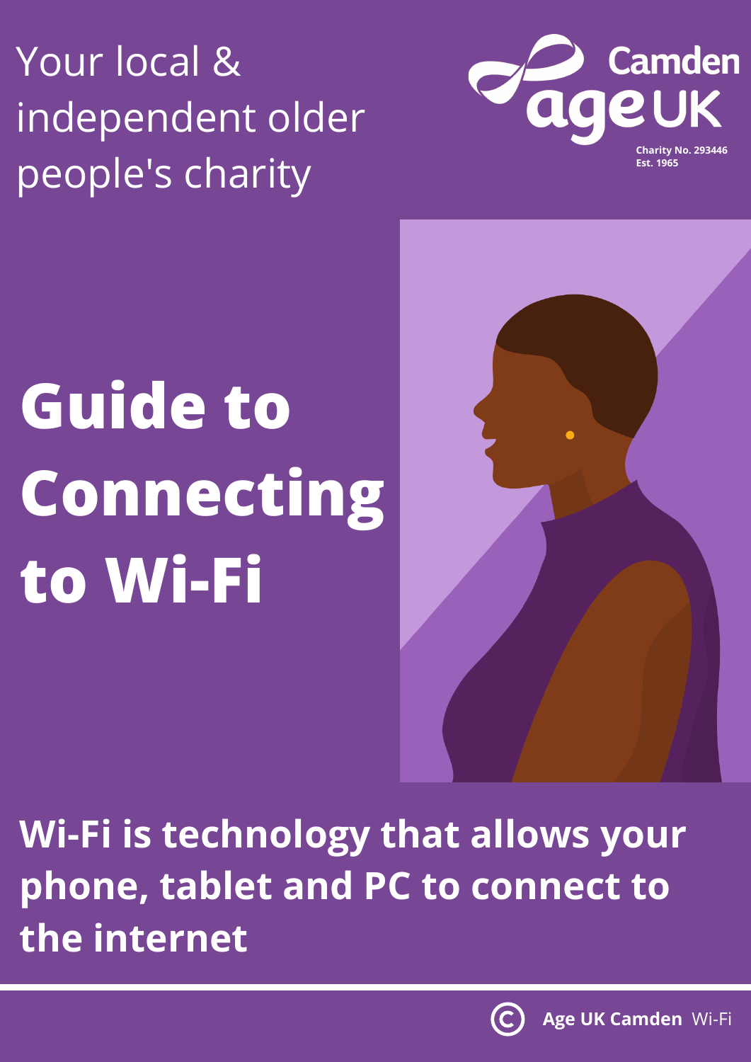Your local & independent older people's charity

Camden age UK

Charity No. 293446
Est. 1965

# Guide to Connecting to Wi-Fi

**Wi-Fi is technology that allows your phone, tablet and PC to connect to the internet**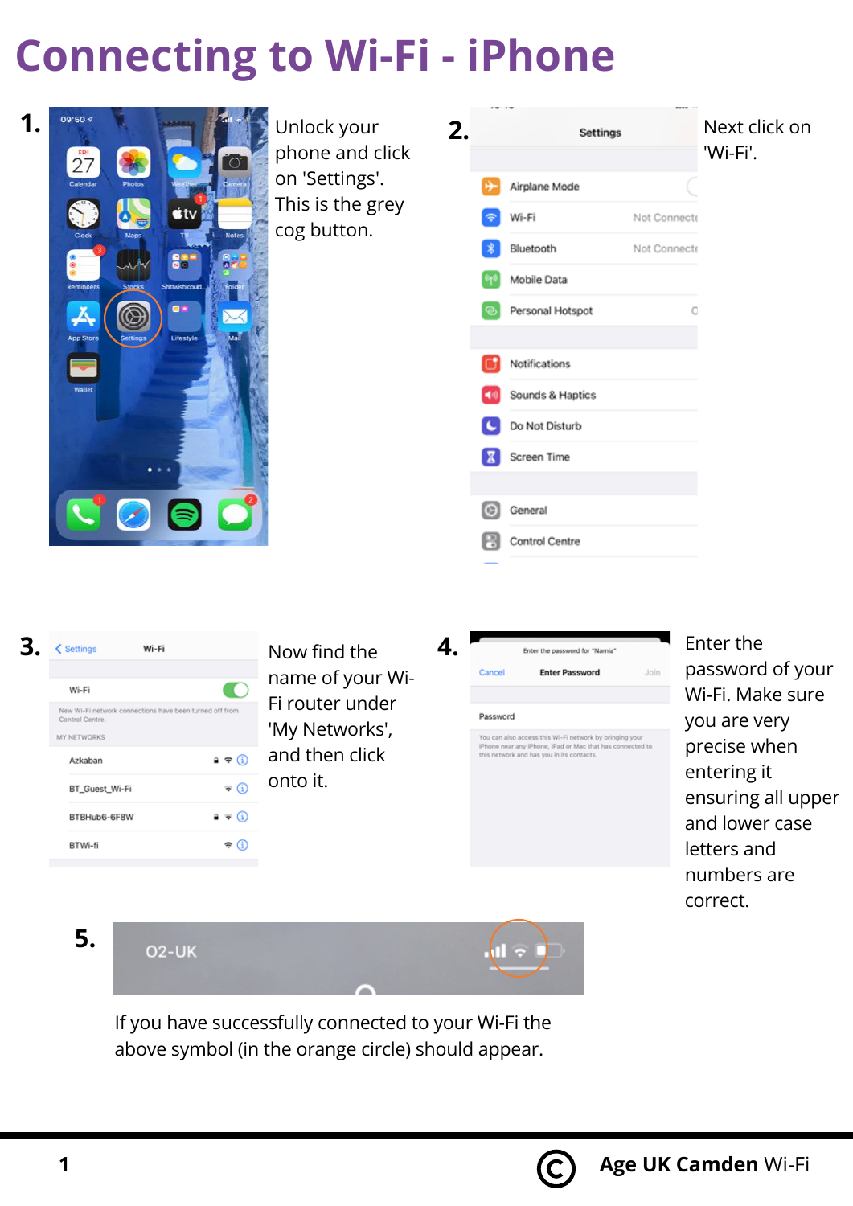# Connecting to Wi-Fi - iPhone

1. Unlock your phone and click on 'Settings'. This is the grey cog button.

2. Next click on 'Wi-Fi'.

3. Now find the name of your Wi-Fi router under 'My Networks', and then click onto it.

4. Enter the password of your Wi-Fi. Make sure you are very precise when entering it ensuring all upper and lower case letters and numbers are correct.

5. If you have successfully connected to your Wi-Fi the above symbol (in the orange circle) should appear.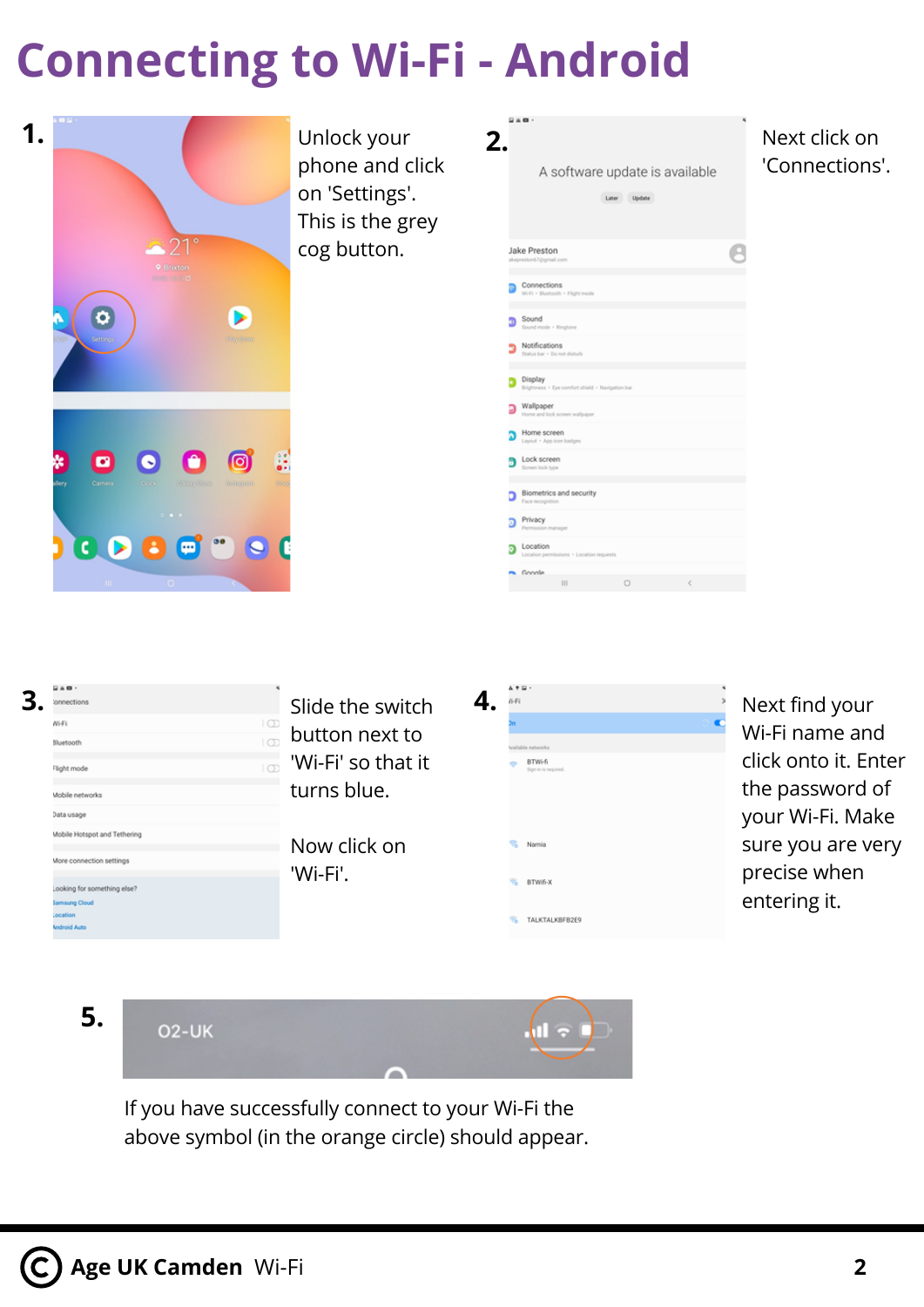# Connecting to Wi-Fi - Android

**1.** Unlock your phone and click on 'Settings'. This is the grey cog button.

**2.** Next click on 'Connections'.

**3.** Slide the switch button next to 'Wi-Fi' so that it turns blue.

Now click on 'Wi-Fi'.

**4.** Next find your Wi-Fi name and click onto it. Enter the password of your Wi-Fi. Make sure you are very precise when entering it.

**5.** If you have successfully connect to your Wi-Fi the above symbol (in the orange circle) should appear.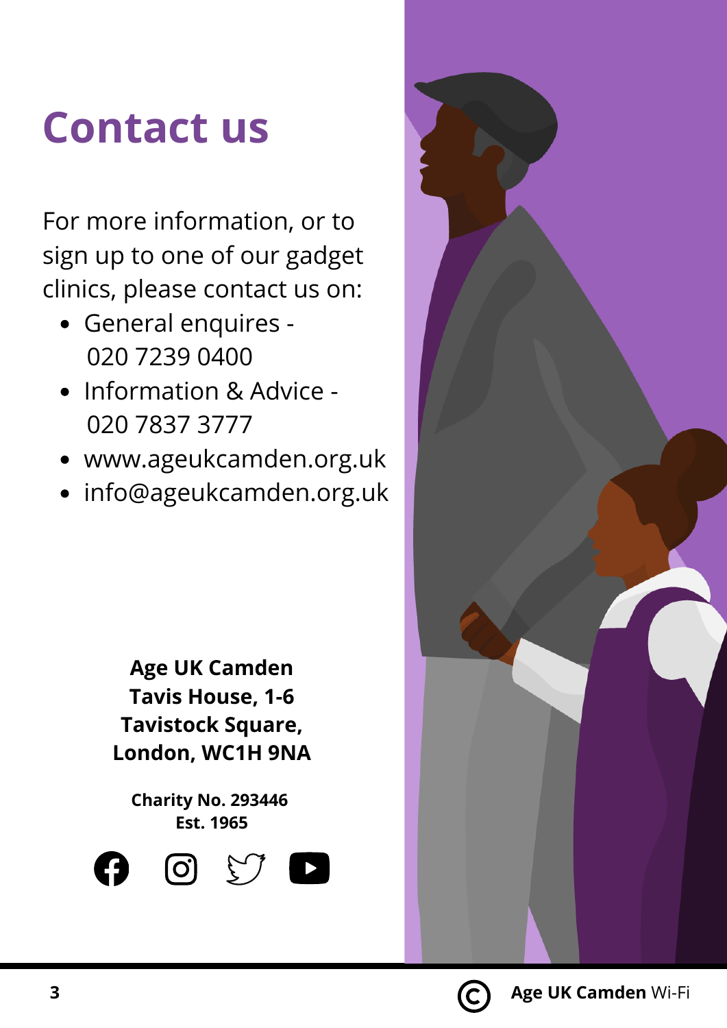# Contact us

For more information, or to sign up to one of our gadget clinics, please contact us on:

- General enquires - 020 7239 0400
- Information & Advice - 020 7837 3777
- www.ageukcamden.org.uk
- info@ageukcamden.org.uk

**Age UK Camden**
**Tavis House, 1-6**
**Tavistock Square,**
**London, WC1H 9NA**

**Charity No. 293446**
**Est. 1965**